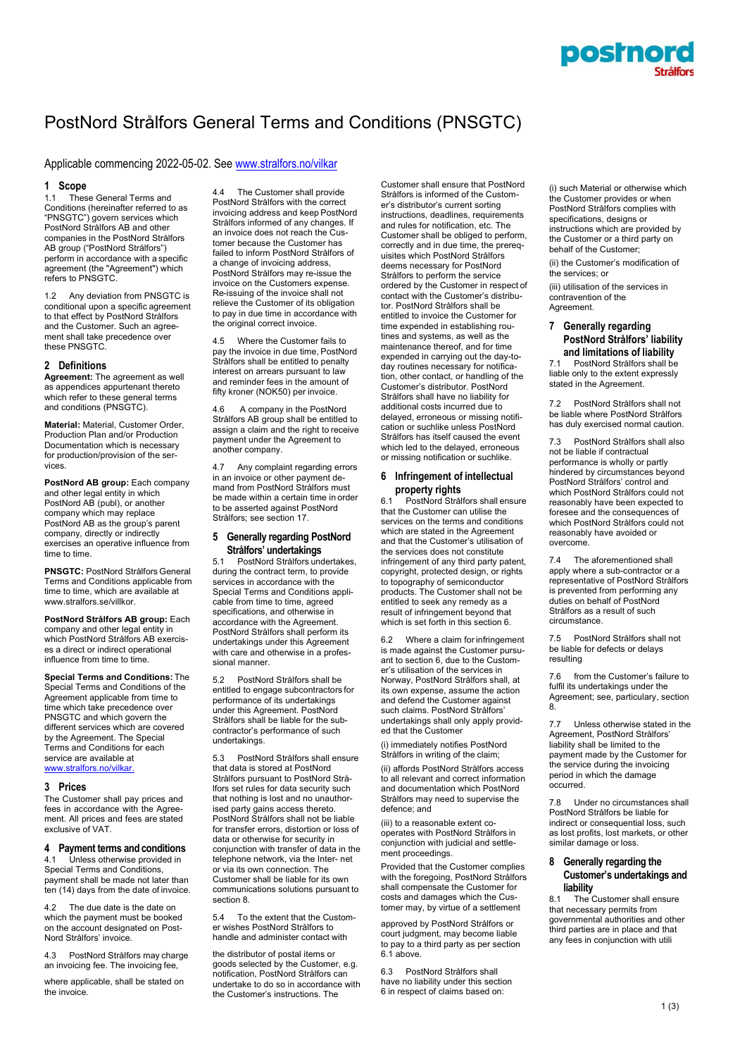# PostNord Strålfors General Terms and Conditions (PNSGTC)

Applicable commencing 2022-05-02. See www.stralfors.no/vilkar

## 1 Scope

1.1 These General Terms and Conditions (hereinafter referred to as "PNSGTC") govern services which PostNord Strålfors AB and other companies in the PostNord Strålfors AB group ("PostNord Strålfors") perform in accordance with a specific agreement (the "Agreement") which refers to PNSGTC.

1.2 Any deviation from PNSGTC is conditional upon a specific agreement to that effect by PostNord Strålfors and the Customer. Such an agreement shall take precedence over these PNSGTC.

## 2 Definitions

**Agreement:** The agreement as well as appendices appurtenant thereto which refer to these general terms and conditions (PNSGTC).

**Material:** Material, Customer Order, Production Plan and/or Production Documentation which is necessary for production/provision of the services.

**PostNord AB group:** Each company and other legal entity in which PostNord AB (publ), or another company which may replace PostNord AB as the group's parent company, directly or indirectly exercises an operative influence from time to time.

**PNSGTC:** PostNord Strålfors General Terms and Conditions applicable from time to time, which are available at www.stralfors.se/villkor.

**PostNord Strålfors AB group:** Each company and other legal entity in which PostNord Strålfors AB exercises a direct or indirect operational influence from time to time.

**Special Terms and Conditions:** The Special Terms and Conditions of the Agreement applicable from time to time which take precedence over PNSGTC and which govern the different services which are covered by the Agreement. The Special Terms and Conditions for each service are available at www.stralfors.no/vilkar.

## 3 Prices

The Customer shall pay prices and fees in accordance with the Agreement. All prices and fees are stated exclusive of VAT.

## 4 Payment terms and conditions

4.1 Unless otherwise provided in Special Terms and Conditions, payment shall be made not later than ten (14) days from the date of invoice.

4.2 The due date is the date on which the payment must be booked on the account designated on PostNord Strålfors' invoice.

4.3 PostNord Strålfors may charge an invoicing fee. The invoicing fee, where applicable, shall be stated on the invoice.

4.4 The Customer shall provide PostNord Strålfors with the correct invoicing address and keep PostNord Strålfors informed of any changes. If an invoice does not reach the Customer because the Customer has failed to inform PostNord Strålfors of a change of invoicing address, PostNord Strålfors may re-issue the invoice on the Customers expense. Re-issuing of the invoice shall not relieve the Customer of its obligation to pay in due time in accordance with the original correct invoice.

4.5 Where the Customer fails to pay the invoice in due time, PostNord Strålfors shall be entitled to penalty interest on arrears pursuant to law and reminder fees in the amount of fifty kroner (NOK50) per invoice.

4.6 A company in the PostNord Strålfors AB group shall be entitled to assign a claim and the right to receive payment under the Agreement to another company.

4.7 Any complaint regarding errors in an invoice or other payment demand from PostNord Strålfors must be made within a certain time in order to be asserted against PostNord Strålfors; see section 17.

## 5 Generally regarding PostNord Strålfors' undertakings

5.1 PostNord Strålfors undertakes, during the contract term, to provide services in accordance with the Special Terms and Conditions applicable from time to time, agreed specifications, and otherwise in accordance with the Agreement. PostNord Strålfors shall perform its undertakings under this Agreement with care and otherwise in a professional manner.

5.2 PostNord Strålfors shall be entitled to engage subcontractors for performance of its undertakings under this Agreement. PostNord Strålfors shall be liable for the subcontractor's performance of such undertakings.

5.3 PostNord Strålfors shall ensure that data is stored at PostNord Strålfors pursuant to PostNord Strålfors set rules for data security such that nothing is lost and no unauthorised party gains access thereto. PostNord Strålfors shall not be liable for transfer errors, distortion or loss of data or otherwise for security in conjunction with transfer of data in the telephone network, via the Inter- net or via its own connection. The Customer shall be liable for its own communications solutions pursuant to section 8.

5.4 To the extent that the Customer wishes PostNord Strålfors to handle and administer contact with the distributor of postal items or goods selected by the Customer, e.g. notification, PostNord Strålfors can undertake to do so in accordance with the Customer's instructions. The Customer shall ensure that PostNord Strålfors is informed of the Customer's distributor's current sorting instructions, deadlines, requirements and rules for notification, etc. The Customer shall be obliged to perform, correctly and in due time, the prerequisites which PostNord Strålfors deems necessary for PostNord Strålfors to perform the service ordered by the Customer in respect of contact with the Customer's distributor. PostNord Strålfors shall be entitled to invoice the Customer for time expended in establishing routines and systems, as well as the maintenance thereof, and for time expended in carrying out the day-to-day routines necessary for notification, other contact, or handling of the Customer's distributor. PostNord Strålfors shall have no liability for additional costs incurred due to delayed, erroneous or missing notification or suchlike unless PostNord Strålfors has itself caused the event which led to the delayed, erroneous or missing notification or suchlike.

## 6 Infringement of intellectual property rights

6.1 PostNord Strålfors shall ensure that the Customer can utilise the services on the terms and conditions which are stated in the Agreement and that the Customer's utilisation of the services does not constitute infringement of any third party patent, copyright, protected design, or rights to topography of semiconductor products. The Customer shall not be entitled to seek any remedy as a result of infringement beyond that which is set forth in this section 6.

6.2 Where a claim for infringement is made against the Customer pursuant to section 6, due to the Customer's utilisation of the services in Norway, PostNord Strålfors shall, at its own expense, assume the action and defend the Customer against such claims. PostNord Strålfors' undertakings shall only apply provided that the Customer

(i) immediately notifies PostNord Strålfors in writing of the claim;

(ii) affords PostNord Strålfors access to all relevant and correct information and documentation which PostNord Strålfors may need to supervise the defence; and

(iii) to a reasonable extent co-operates with PostNord Strålfors in conjunction with judicial and settlement proceedings.

Provided that the Customer complies with the foregoing, PostNord Strålfors shall compensate the Customer for costs and damages which the Customer may, by virtue of a settlement approved by PostNord Strålfors or court judgment, may become liable to pay to a third party as per section 6.1 above.

6.3 PostNord Strålfors shall have no liability under this section 6 in respect of claims based on:

(i) such Material or otherwise which the Customer provides or when PostNord Strålfors complies with specifications, designs or instructions which are provided by the Customer or a third party on behalf of the Customer;

(ii) the Customer's modification of the services; or

(iii) utilisation of the services in contravention of the Agreement.

## 7 Generally regarding PostNord Strålfors' liability and limitations of liability

7.1 PostNord Strålfors shall be liable only to the extent expressly stated in the Agreement.

7.2 PostNord Strålfors shall not be liable where PostNord Strålfors has duly exercised normal caution.

7.3 PostNord Strålfors shall also not be liable if contractual performance is wholly or partly hindered by circumstances beyond PostNord Strålfors' control and which PostNord Strålfors could not reasonably have been expected to foresee and the consequences of which PostNord Strålfors could not reasonably have avoided or overcome.

7.4 The aforementioned shall apply where a sub-contractor or a representative of PostNord Strålfors is prevented from performing any duties on behalf of PostNord Strålfors as a result of such circumstance.

7.5 PostNord Strålfors shall not be liable for defects or delays resulting

7.6 from the Customer's failure to fulfil its undertakings under the Agreement; see, particulary, section 8.

7.7 Unless otherwise stated in the Agreement, PostNord Strålfors' liability shall be limited to the payment made by the Customer for the service during the invoicing period in which the damage occurred.

7.8 Under no circumstances shall PostNord Strålfors be liable for indirect or consequential loss, such as lost profits, lost markets, or other similar damage or loss.

## 8 Generally regarding the Customer's undertakings and liability

8.1 The Customer shall ensure that necessary permits from governmental authorities and other third parties are in place and that any fees in conjunction with utili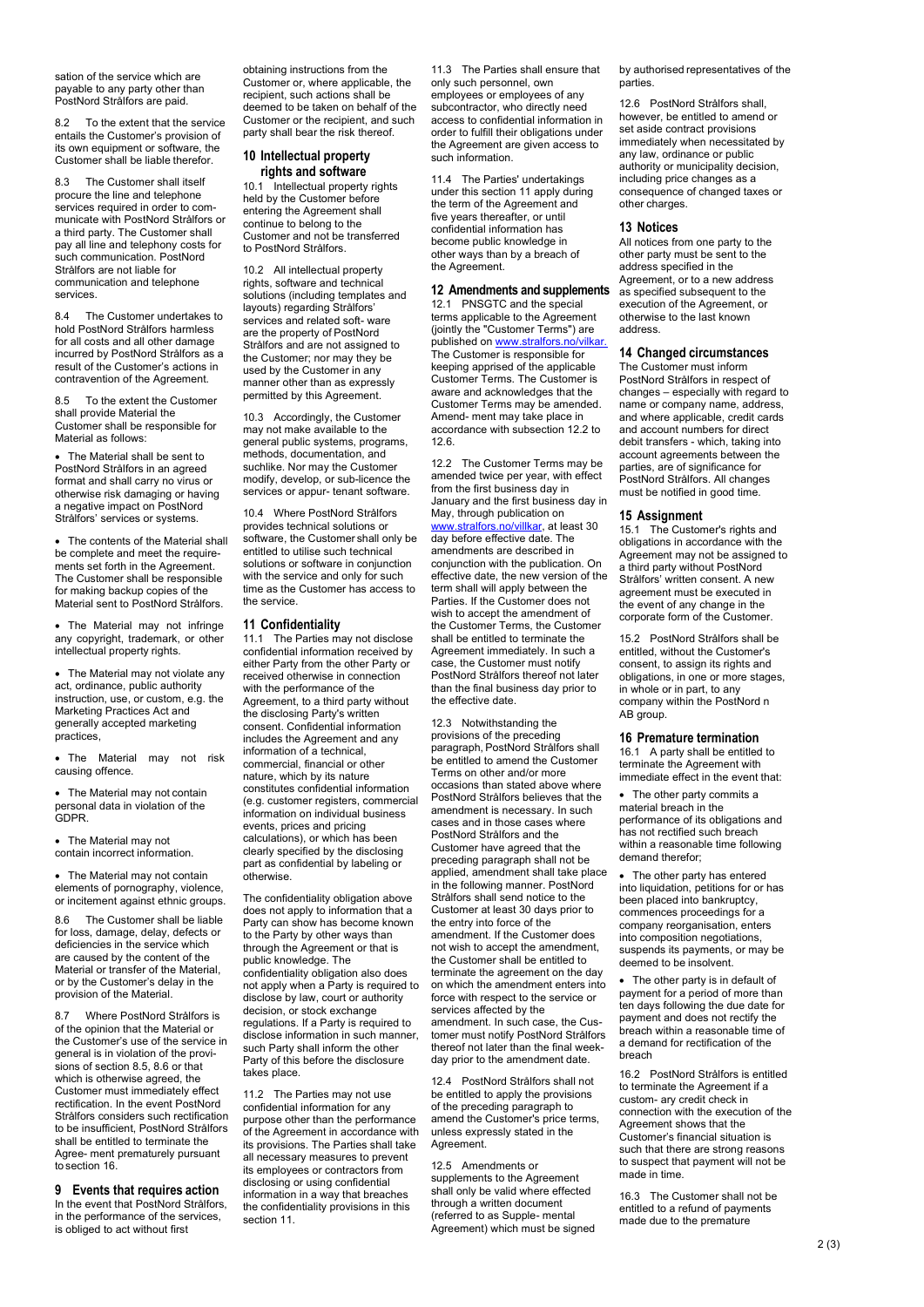sation of the service which are payable to any party other than PostNord Strålfors are paid.

8.2 To the extent that the service entails the Customer's provision of its own equipment or software, the Customer shall be liable therefor.

8.3 The Customer shall itself procure the line and telephone services required in order to communicate with PostNord Strålfors or a third party. The Customer shall pay all line and telephony costs for such communication. PostNord Strålfors are not liable for communication and telephone services.

8.4 The Customer undertakes to hold PostNord Strålfors harmless for all costs and all other damage incurred by PostNord Strålfors as a result of the Customer's actions in contravention of the Agreement.

8.5 To the extent the Customer shall provide Material the Customer shall be responsible for Material as follows:

- The Material shall be sent to PostNord Strålfors in an agreed format and shall carry no virus or otherwise risk damaging or having a negative impact on PostNord Strålfors' services or systems.
- The contents of the Material shall be complete and meet the requirements set forth in the Agreement. The Customer shall be responsible for making backup copies of the Material sent to PostNord Strålfors.
- The Material may not infringe any copyright, trademark, or other intellectual property rights.
- The Material may not violate any act, ordinance, public authority instruction, use, or custom, e.g. the Marketing Practices Act and generally accepted marketing practices,
- The Material may not risk causing offence.
- The Material may not contain personal data in violation of the GDPR.
- The Material may not contain incorrect information.
- The Material may not contain elements of pornography, violence, or incitement against ethnic groups.

8.6 The Customer shall be liable for loss, damage, delay, defects or deficiencies in the service which are caused by the content of the Material or transfer of the Material, or by the Customer's delay in the provision of the Material.

8.7 Where PostNord Strålfors is of the opinion that the Material or the Customer's use of the service in general is in violation of the provisions of section 8.5, 8.6 or that which is otherwise agreed, the Customer must immediately effect rectification. In the event PostNord Strålfors considers such rectification to be insufficient, PostNord Strålfors shall be entitled to terminate the Agreement prematurely pursuant to section 16.

## 9 Events that requires action

In the event that PostNord Strålfors, in the performance of the services, is obliged to act without first obtaining instructions from the Customer or, where applicable, the recipient, such actions shall be deemed to be taken on behalf of the Customer or the recipient, and such party shall bear the risk thereof.

## 10 Intellectual property rights and software

10.1 Intellectual property rights held by the Customer before entering the Agreement shall continue to belong to the Customer and not be transferred to PostNord Strålfors.

10.2 All intellectual property rights, software and technical solutions (including templates and layouts) regarding Strålfors' services and related software are the property of PostNord Strålfors and are not assigned to the Customer; nor may they be used by the Customer in any manner other than as expressly permitted by this Agreement.

10.3 Accordingly, the Customer may not make available to the general public systems, programs, methods, documentation, and suchlike. Nor may the Customer modify, develop, or sub-licence the services or appurtenant software.

10.4 Where PostNord Strålfors provides technical solutions or software, the Customer shall only be entitled to utilise such technical solutions or software in conjunction with the service and only for such time as the Customer has access to the service.

## 11 Confidentiality

11.1 The Parties may not disclose confidential information received by either Party from the other Party or received otherwise in connection with the performance of the Agreement, to a third party without the disclosing Party's written consent. Confidential information includes the Agreement and any information of a technical, commercial, financial or other nature, which by its nature constitutes confidential information (e.g. customer registers, commercial information on individual business events, prices and pricing calculations), or which has been clearly specified by the disclosing part as confidential by labeling or otherwise.

The confidentiality obligation above does not apply to information that a Party can show has become known to the Party by other ways than through the Agreement or that is public knowledge. The confidentiality obligation also does not apply when a Party is required to disclose by law, court or authority decision, or stock exchange regulations. If a Party is required to disclose information in such manner, such Party shall inform the other Party of this before the disclosure takes place.

11.2 The Parties may not use confidential information for any purpose other than the performance of the Agreement in accordance with its provisions. The Parties shall take all necessary measures to prevent its employees or contractors from disclosing or using confidential information in a way that breaches the confidentiality provisions in this section 11.

11.3 The Parties shall ensure that only such personnel, own employees or employees of any subcontractor, who directly need access to confidential information in order to fulfill their obligations under the Agreement are given access to such information.

11.4 The Parties' undertakings under this section 11 apply during the term of the Agreement and five years thereafter, or until confidential information has become public knowledge in other ways than by a breach of the Agreement.

## 12 Amendments and supplements

12.1 PNSGTC and the special terms applicable to the Agreement (jointly the "Customer Terms") are published on www.stralfors.no/vilkar. The Customer is responsible for keeping apprised of the applicable Customer Terms. The Customer is aware and acknowledges that the Customer Terms may be amended. Amendment may take place in accordance with subsection 12.2 to 12.6.

12.2 The Customer Terms may be amended twice per year, with effect from the first business day in January and the first business day in May, through publication on www.stralfors.no/villkar, at least 30 day before effective date. The amendments are described in conjunction with the publication. On effective date, the new version of the term shall will apply between the Parties. If the Customer does not wish to accept the amendment of the Customer Terms, the Customer shall be entitled to terminate the Agreement immediately. In such a case, the Customer must notify PostNord Strålfors thereof not later than the final business day prior to the effective date.

12.3 Notwithstanding the provisions of the preceding paragraph, PostNord Strålfors shall be entitled to amend the Customer Terms on other and/or more occasions than stated above where PostNord Strålfors believes that the amendment is necessary. In such cases and in those cases where PostNord Strålfors and the Customer have agreed that the preceding paragraph shall not be applied, amendment shall take place in the following manner. PostNord Strålfors shall send notice to the Customer at least 30 days prior to the entry into force of the amendment. If the Customer does not wish to accept the amendment, the Customer shall be entitled to terminate the agreement on the day on which the amendment enters into force with respect to the service or services affected by the amendment. In such case, the Customer must notify PostNord Strålfors thereof not later than the final weekday prior to the amendment date.

12.4 PostNord Strålfors shall not be entitled to apply the provisions of the preceding paragraph to amend the Customer's price terms, unless expressly stated in the Agreement.

12.5 Amendments or supplements to the Agreement shall only be valid where effected through a written document (referred to as Supplemental Agreement) which must be signed by authorised representatives of the parties.

12.6 PostNord Strålfors shall, however, be entitled to amend or set aside contract provisions immediately when necessitated by any law, ordinance or public authority or municipality decision, including price changes as a consequence of changed taxes or other charges.

## 13 Notices

All notices from one party to the other party must be sent to the address specified in the Agreement, or to a new address as specified subsequent to the execution of the Agreement, or otherwise to the last known address.

## 14 Changed circumstances

The Customer must inform PostNord Strålfors in respect of changes – especially with regard to name or company name, address, and where applicable, credit cards and account numbers for direct debit transfers - which, taking into account agreements between the parties, are of significance for PostNord Strålfors. All changes must be notified in good time.

## 15 Assignment

15.1 The Customer's rights and obligations in accordance with the Agreement may not be assigned to a third party without PostNord Strålfors' written consent. A new agreement must be executed in the event of any change in the corporate form of the Customer.

15.2 PostNord Strålfors shall be entitled, without the Customer's consent, to assign its rights and obligations, in one or more stages, in whole or in part, to any company within the PostNord n AB group.

## 16 Premature termination

16.1 A party shall be entitled to terminate the Agreement with immediate effect in the event that:

- The other party commits a material breach in the performance of its obligations and has not rectified such breach within a reasonable time following demand therefor;
- The other party has entered into liquidation, petitions for or has been placed into bankruptcy, commences proceedings for a company reorganisation, enters into composition negotiations, suspends its payments, or may be deemed to be insolvent.
- The other party is in default of payment for a period of more than ten days following the due date for payment and does not rectify the breach within a reasonable time of a demand for rectification of the breach

16.2 PostNord Strålfors is entitled to terminate the Agreement if a customary credit check in connection with the execution of the Agreement shows that the Customer's financial situation is such that there are strong reasons to suspect that payment will not be made in time.

16.3 The Customer shall not be entitled to a refund of payments made due to the premature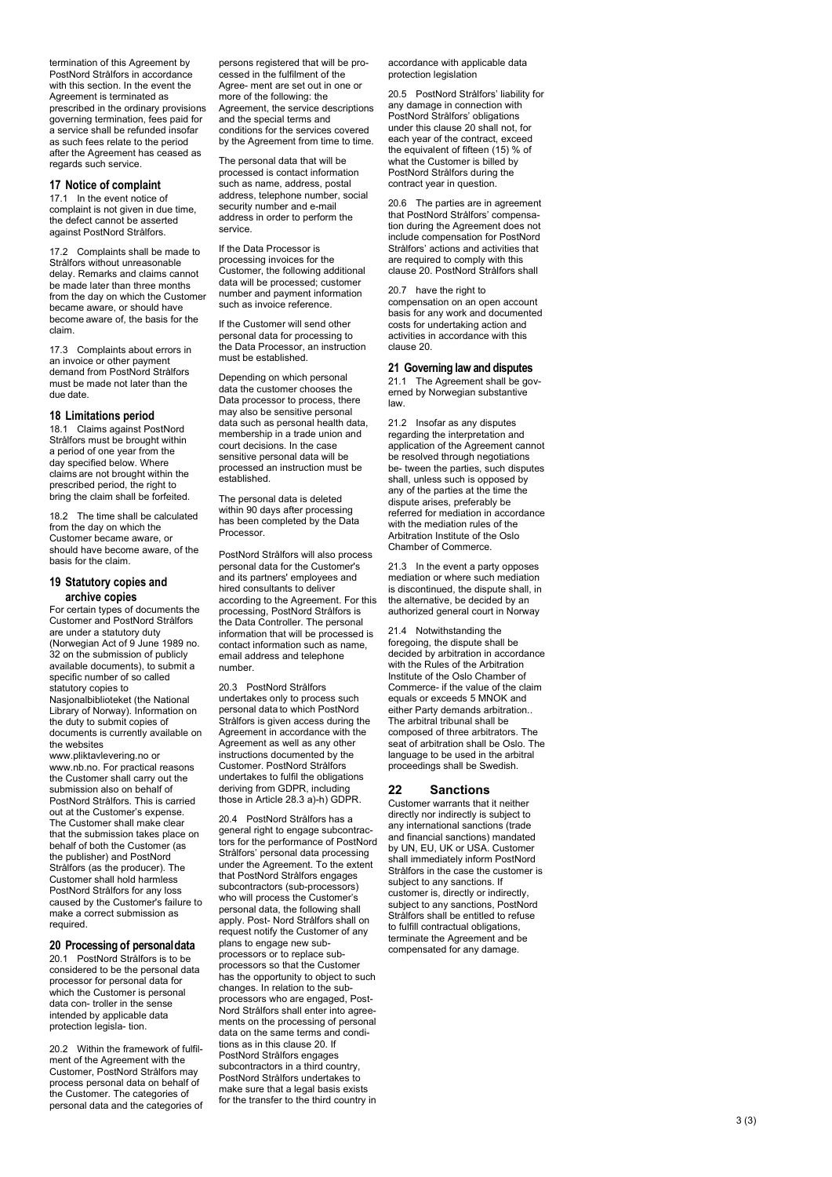termination of this Agreement by PostNord Strålfors in accordance with this section. In the event the Agreement is terminated as prescribed in the ordinary provisions governing termination, fees paid for a service shall be refunded insofar as such fees relate to the period after the Agreement has ceased as regards such service.

## 17 Notice of complaint

17.1 In the event notice of complaint is not given in due time, the defect cannot be asserted against PostNord Strålfors.

17.2 Complaints shall be made to Strålfors without unreasonable delay. Remarks and claims cannot be made later than three months from the day on which the Customer became aware, or should have become aware of, the basis for the claim.

17.3 Complaints about errors in an invoice or other payment demand from PostNord Strålfors must be made not later than the due date.

## 18 Limitations period

18.1 Claims against PostNord Strålfors must be brought within a period of one year from the day specified below. Where claims are not brought within the prescribed period, the right to bring the claim shall be forfeited.

18.2 The time shall be calculated from the day on which the Customer became aware, or should have become aware, of the basis for the claim.

## 19 Statutory copies and archive copies

For certain types of documents the Customer and PostNord Strålfors are under a statutory duty (Norwegian Act of 9 June 1989 no. 32 on the submission of publicly available documents), to submit a specific number of so called statutory copies to Nasjonalbiblioteket (the National Library of Norway). Information on the duty to submit copies of documents is currently available on the websites www.pliktavlevering.no or www.nb.no. For practical reasons the Customer shall carry out the submission also on behalf of PostNord Strålfors. This is carried out at the Customer's expense. The Customer shall make clear that the submission takes place on behalf of both the Customer (as the publisher) and PostNord Strålfors (as the producer). The Customer shall hold harmless PostNord Strålfors for any loss caused by the Customer's failure to make a correct submission as required.

## 20 Processing of personal data

20.1 PostNord Strålfors is to be considered to be the personal data processor for personal data for which the Customer is personal data con- troller in the sense intended by applicable data protection legisla- tion.

20.2 Within the framework of fulfil- ment of the Agreement with the Customer, PostNord Strålfors may process personal data on behalf of the Customer. The categories of personal data and the categories of persons registered that will be pro- cessed in the fulfilment of the Agree- ment are set out in one or more of the following: the Agreement, the service descriptions and the special terms and conditions for the services covered by the Agreement from time to time.

The personal data that will be processed is contact information such as name, address, postal address, telephone number, social security number and e-mail address in order to perform the service.

If the Data Processor is processing invoices for the Customer, the following additional data will be processed; customer number and payment information such as invoice reference.

If the Customer will send other personal data for processing to the Data Processor, an instruction must be established.

Depending on which personal data the customer chooses the Data processor to process, there may also be sensitive personal data such as personal health data, membership in a trade union and court decisions. In the case sensitive personal data will be processed an instruction must be established.

The personal data is deleted within 90 days after processing has been completed by the Data Processor.

PostNord Strålfors will also process personal data for the Customer's and its partners' employees and hired consultants to deliver according to the Agreement. For this processing, PostNord Strålfors is the Data Controller. The personal information that will be processed is contact information such as name, email address and telephone number.

20.3 PostNord Strålfors undertakes only to process such personal data to which PostNord Strålfors is given access during the Agreement in accordance with the Agreement as well as any other instructions documented by the Customer. PostNord Strålfors undertakes to fulfil the obligations deriving from GDPR, including those in Article 28.3 a)-h) GDPR.

20.4 PostNord Strålfors has a general right to engage subcontrac- tors for the performance of PostNord Strålfors' personal data processing under the Agreement. To the extent that PostNord Strålfors engages subcontractors (sub-processors) who will process the Customer's personal data, the following shall apply. Post- Nord Strålfors shall on request notify the Customer of any plans to engage new sub-processors or to replace sub-processors so that the Customer has the opportunity to object to such changes. In relation to the sub-processors who are engaged, Post- Nord Strålfors shall enter into agree- ments on the processing of personal data on the same terms and condi- tions as in this clause 20. If PostNord Strålfors engages subcontractors in a third country, PostNord Strålfors undertakes to make sure that a legal basis exists for the transfer to the third country in accordance with applicable data protection legislation

20.5 PostNord Strålfors' liability for any damage in connection with PostNord Strålfors' obligations under this clause 20 shall not, for each year of the contract, exceed the equivalent of fifteen (15) % of what the Customer is billed by PostNord Strålfors during the contract year in question.

20.6 The parties are in agreement that PostNord Strålfors' compensa- tion during the Agreement does not include compensation for PostNord Strålfors' actions and activities that are required to comply with this clause 20. PostNord Strålfors shall

20.7 have the right to compensation on an open account basis for any work and documented costs for undertaking action and activities in accordance with this clause 20.

## 21 Governing law and disputes

21.1 The Agreement shall be gov- erned by Norwegian substantive law.

21.2 Insofar as any disputes regarding the interpretation and application of the Agreement cannot be resolved through negotiations be- tween the parties, such disputes shall, unless such is opposed by any of the parties at the time the dispute arises, preferably be referred for mediation in accordance with the mediation rules of the Arbitration Institute of the Oslo Chamber of Commerce.

21.3 In the event a party opposes mediation or where such mediation is discontinued, the dispute shall, in the alternative, be decided by an authorized general court in Norway

21.4 Notwithstanding the foregoing, the dispute shall be decided by arbitration in accordance with the Rules of the Arbitration Institute of the Oslo Chamber of Commerce- if the value of the claim equals or exceeds 5 MNOK and either Party demands arbitration.. The arbitral tribunal shall be composed of three arbitrators. The seat of arbitration shall be Oslo. The language to be used in the arbitral proceedings shall be Swedish.

## 22 Sanctions

Customer warrants that it neither directly nor indirectly is subject to any international sanctions (trade and financial sanctions) mandated by UN, EU, UK or USA. Customer shall immediately inform PostNord Strålfors in the case the customer is subject to any sanctions. If customer is, directly or indirectly, subject to any sanctions, PostNord Strålfors shall be entitled to refuse to fulfill contractual obligations, terminate the Agreement and be compensated for any damage.